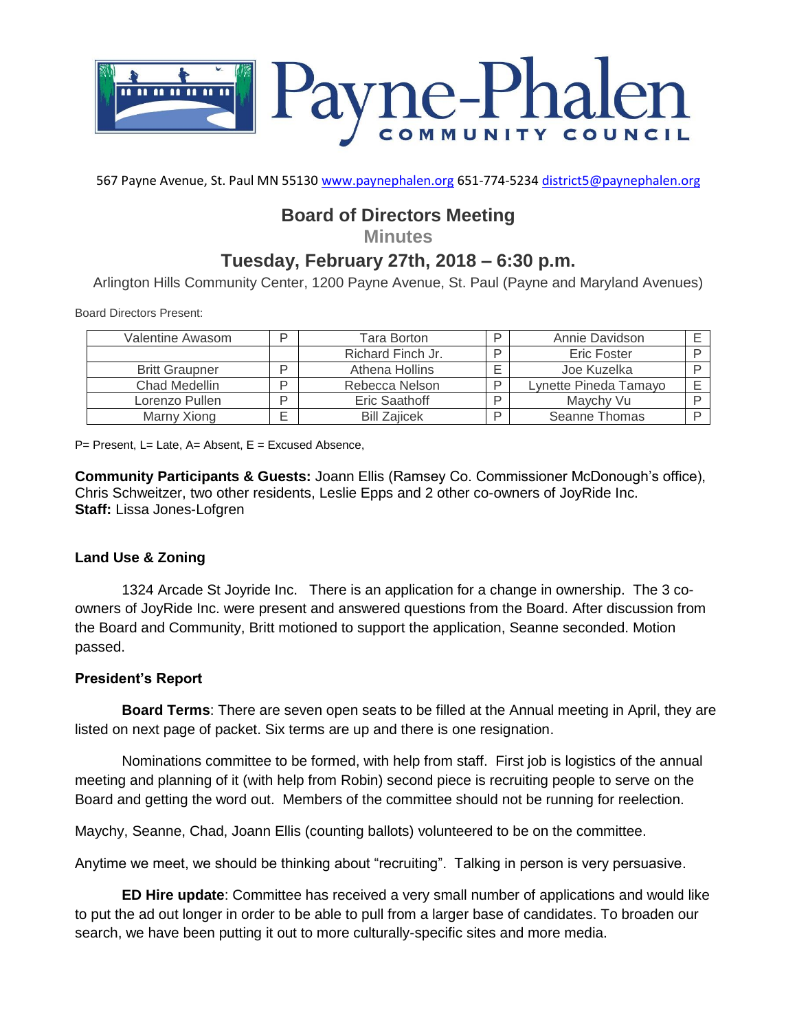# Payne-Phalen Community Council

567 Payne Avenue, St. Paul MN 55130 www.paynephalen.org 651-774-5234 district5@paynephalen.org

## Board of Directors Meeting

### Minutes

## Tuesday, February 27th, 2018 – 6:30 p.m.

Arlington Hills Community Center, 1200 Payne Avenue, St. Paul (Payne and Maryland Avenues)

Board Directors Present:

| | | | | | |
|---|---|---|---|---|---|
| Valentine Awasom | P | Tara Borton | P | Annie Davidson | E |
| | | Richard Finch Jr. | P | Eric Foster | P |
| Britt Graupner | P | Athena Hollins | E | Joe Kuzelka | P |
| Chad Medellin | P | Rebecca Nelson | P | Lynette Pineda Tamayo | E |
| Lorenzo Pullen | P | Eric Saathoff | P | Maychy Vu | P |
| Marny Xiong | E | Bill Zajicek | P | Seanne Thomas | P |

P= Present, L= Late, A= Absent, E = Excused Absence,

**Community Participants & Guests:** Joann Ellis (Ramsey Co. Commissioner McDonough's office), Chris Schweitzer, two other residents, Leslie Epps and 2 other co-owners of JoyRide Inc.
**Staff:** Lissa Jones-Lofgren

### Land Use & Zoning

1324 Arcade St Joyride Inc. There is an application for a change in ownership. The 3 co-owners of JoyRide Inc. were present and answered questions from the Board. After discussion from the Board and Community, Britt motioned to support the application, Seanne seconded. Motion passed.

### President's Report

**Board Terms**: There are seven open seats to be filled at the Annual meeting in April, they are listed on next page of packet. Six terms are up and there is one resignation.

Nominations committee to be formed, with help from staff. First job is logistics of the annual meeting and planning of it (with help from Robin) second piece is recruiting people to serve on the Board and getting the word out. Members of the committee should not be running for reelection.

Maychy, Seanne, Chad, Joann Ellis (counting ballots) volunteered to be on the committee.

Anytime we meet, we should be thinking about "recruiting". Talking in person is very persuasive.

**ED Hire update**: Committee has received a very small number of applications and would like to put the ad out longer in order to be able to pull from a larger base of candidates. To broaden our search, we have been putting it out to more culturally-specific sites and more media.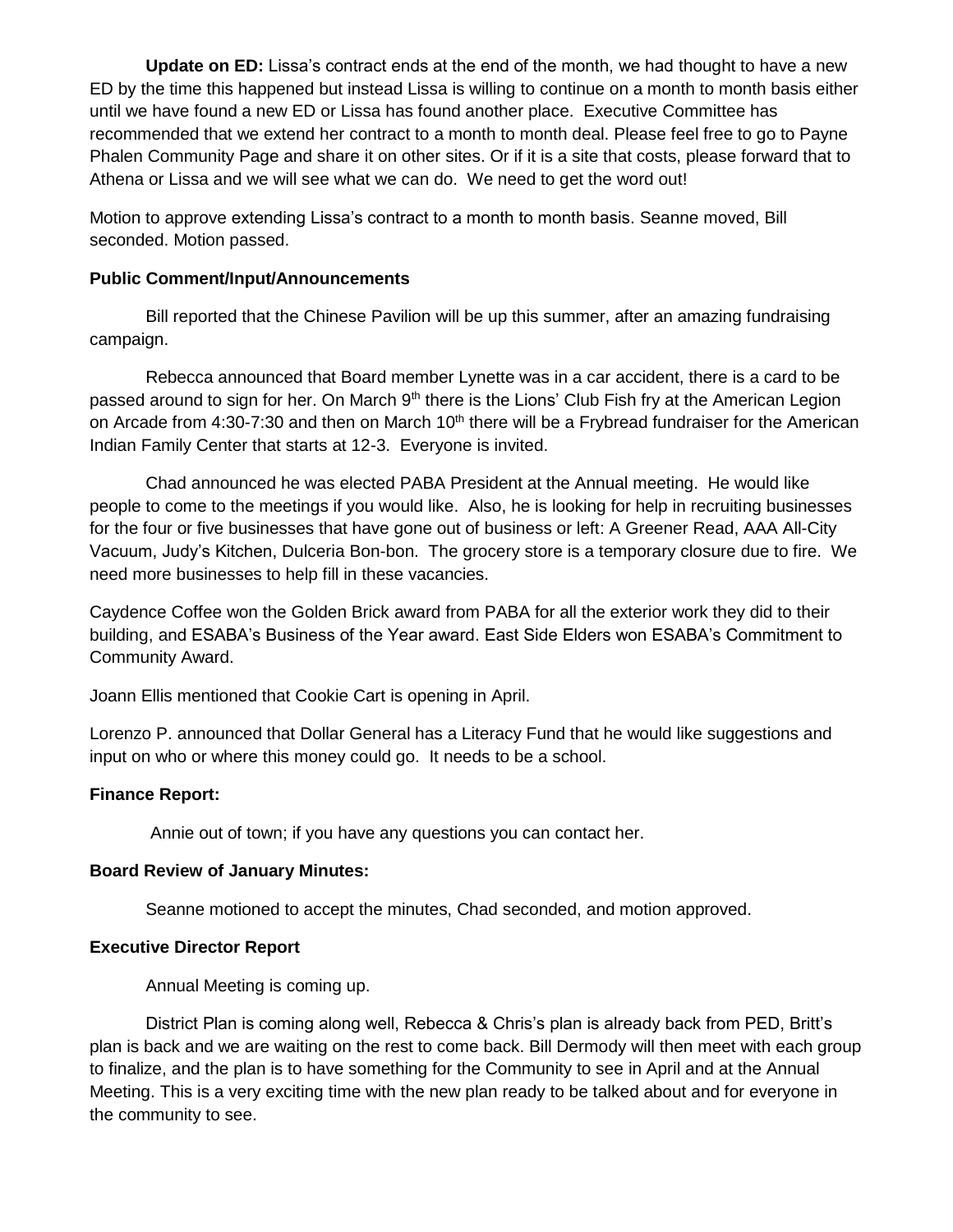**Update on ED:** Lissa's contract ends at the end of the month, we had thought to have a new ED by the time this happened but instead Lissa is willing to continue on a month to month basis either until we have found a new ED or Lissa has found another place. Executive Committee has recommended that we extend her contract to a month to month deal. Please feel free to go to Payne Phalen Community Page and share it on other sites. Or if it is a site that costs, please forward that to Athena or Lissa and we will see what we can do. We need to get the word out!

Motion to approve extending Lissa's contract to a month to month basis. Seanne moved, Bill seconded. Motion passed.

**Public Comment/Input/Announcements**

Bill reported that the Chinese Pavilion will be up this summer, after an amazing fundraising campaign.

Rebecca announced that Board member Lynette was in a car accident, there is a card to be passed around to sign for her. On March 9th there is the Lions' Club Fish fry at the American Legion on Arcade from 4:30-7:30 and then on March 10th there will be a Frybread fundraiser for the American Indian Family Center that starts at 12-3. Everyone is invited.

Chad announced he was elected PABA President at the Annual meeting. He would like people to come to the meetings if you would like. Also, he is looking for help in recruiting businesses for the four or five businesses that have gone out of business or left: A Greener Read, AAA All-City Vacuum, Judy's Kitchen, Dulceria Bon-bon. The grocery store is a temporary closure due to fire. We need more businesses to help fill in these vacancies.

Caydence Coffee won the Golden Brick award from PABA for all the exterior work they did to their building, and ESABA's Business of the Year award. East Side Elders won ESABA's Commitment to Community Award.

Joann Ellis mentioned that Cookie Cart is opening in April.

Lorenzo P. announced that Dollar General has a Literacy Fund that he would like suggestions and input on who or where this money could go. It needs to be a school.

**Finance Report:**

Annie out of town; if you have any questions you can contact her.

**Board Review of January Minutes:**

Seanne motioned to accept the minutes, Chad seconded, and motion approved.

**Executive Director Report**

Annual Meeting is coming up.

District Plan is coming along well, Rebecca & Chris's plan is already back from PED, Britt's plan is back and we are waiting on the rest to come back. Bill Dermody will then meet with each group to finalize, and the plan is to have something for the Community to see in April and at the Annual Meeting. This is a very exciting time with the new plan ready to be talked about and for everyone in the community to see.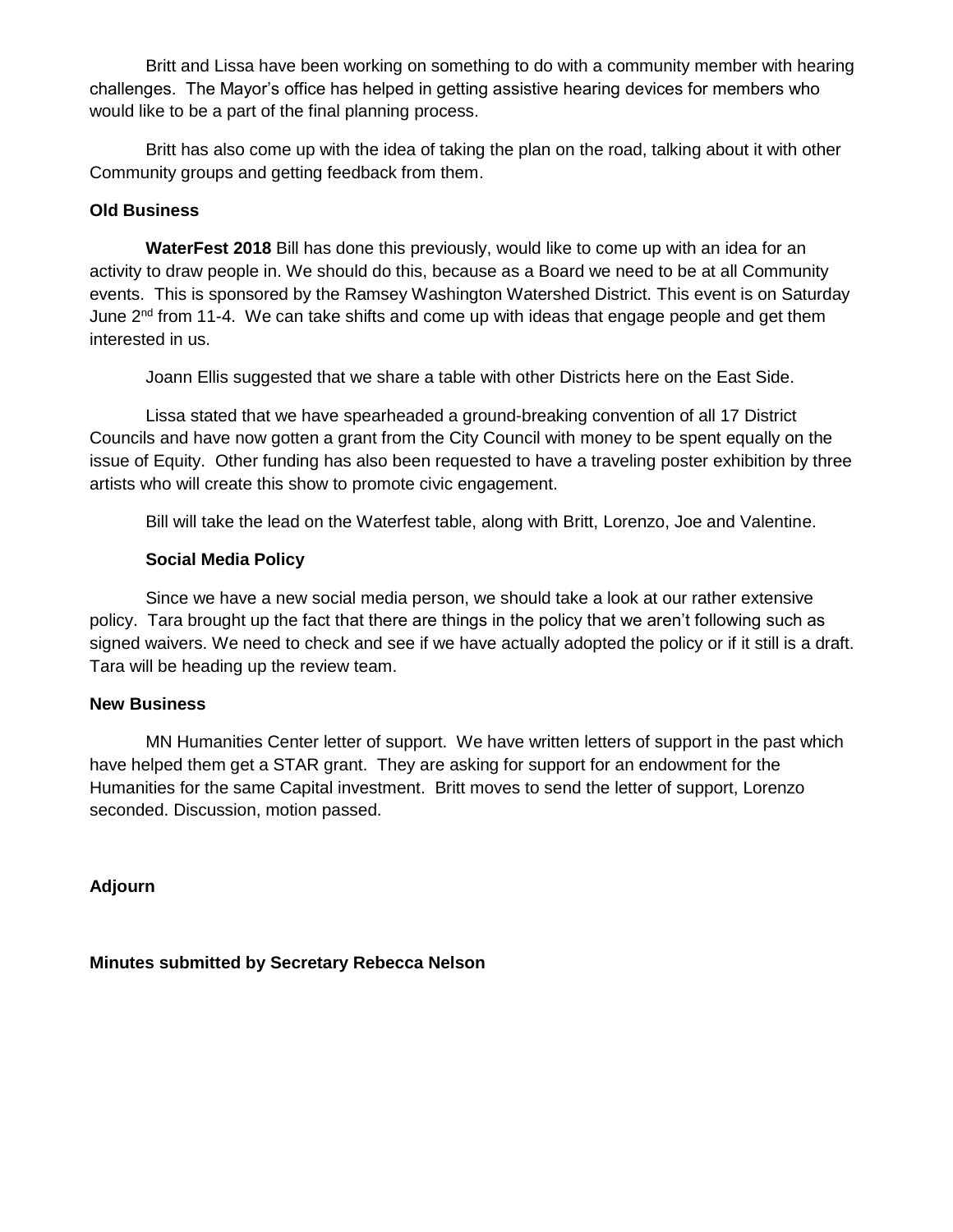Britt and Lissa have been working on something to do with a community member with hearing challenges. The Mayor's office has helped in getting assistive hearing devices for members who would like to be a part of the final planning process.

Britt has also come up with the idea of taking the plan on the road, talking about it with other Community groups and getting feedback from them.

**Old Business**

**WaterFest 2018** Bill has done this previously, would like to come up with an idea for an activity to draw people in. We should do this, because as a Board we need to be at all Community events. This is sponsored by the Ramsey Washington Watershed District. This event is on Saturday June 2nd from 11-4. We can take shifts and come up with ideas that engage people and get them interested in us.

Joann Ellis suggested that we share a table with other Districts here on the East Side.

Lissa stated that we have spearheaded a ground-breaking convention of all 17 District Councils and have now gotten a grant from the City Council with money to be spent equally on the issue of Equity. Other funding has also been requested to have a traveling poster exhibition by three artists who will create this show to promote civic engagement.

Bill will take the lead on the Waterfest table, along with Britt, Lorenzo, Joe and Valentine.

**Social Media Policy**

Since we have a new social media person, we should take a look at our rather extensive policy. Tara brought up the fact that there are things in the policy that we aren't following such as signed waivers. We need to check and see if we have actually adopted the policy or if it still is a draft. Tara will be heading up the review team.

**New Business**

MN Humanities Center letter of support. We have written letters of support in the past which have helped them get a STAR grant. They are asking for support for an endowment for the Humanities for the same Capital investment. Britt moves to send the letter of support, Lorenzo seconded. Discussion, motion passed.

**Adjourn**

**Minutes submitted by Secretary Rebecca Nelson**